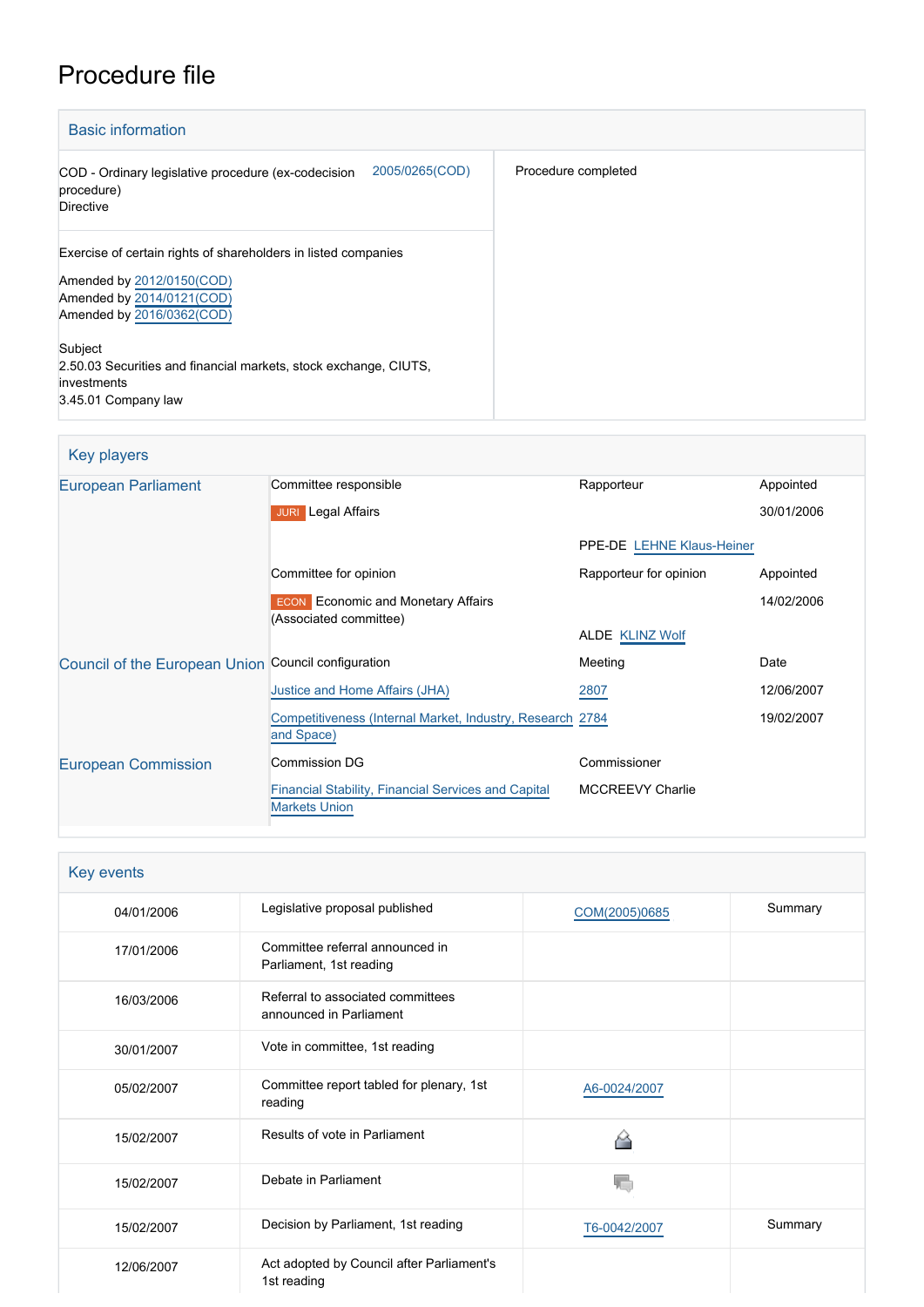# Procedure file

## Basic information

| | |
|---|---|
| COD - Ordinary legislative procedure (ex-codecision procedure)<br>Directive<br>2005/0265(COD) | Procedure completed |
| Exercise of certain rights of shareholders in listed companies<br><br>Amended by 2012/0150(COD)<br>Amended by 2014/0121(COD)<br>Amended by 2016/0362(COD)<br><br>Subject<br>2.50.03 Securities and financial markets, stock exchange, CIUTS, investments<br>3.45.01 Company law | |

## Key players

| | | | |
|---|---|---|---|
| European Parliament | Committee responsible | Rapporteur | Appointed |
| | JURI Legal Affairs | | 30/01/2006 |
| | | PPE-DE LEHNE Klaus-Heiner | |
| | Committee for opinion | Rapporteur for opinion | Appointed |
| | ECON Economic and Monetary Affairs (Associated committee) | | 14/02/2006 |
| | | ALDE KLINZ Wolf | |
| Council of the European Union | Council configuration | Meeting | Date |
| | Justice and Home Affairs (JHA) | 2807 | 12/06/2007 |
| | Competitiveness (Internal Market, Industry, Research and Space) | 2784 | 19/02/2007 |
| European Commission | Commission DG | Commissioner | |
| | Financial Stability, Financial Services and Capital Markets Union | MCCREEVY Charlie | |

## Key events

| | | | |
|---|---|---|---|
| 04/01/2006 | Legislative proposal published | COM(2005)0685 | Summary |
| 17/01/2006 | Committee referral announced in Parliament, 1st reading | | |
| 16/03/2006 | Referral to associated committees announced in Parliament | | |
| 30/01/2007 | Vote in committee, 1st reading | | |
| 05/02/2007 | Committee report tabled for plenary, 1st reading | A6-0024/2007 | |
| 15/02/2007 | Results of vote in Parliament | | |
| 15/02/2007 | Debate in Parliament | | |
| 15/02/2007 | Decision by Parliament, 1st reading | T6-0042/2007 | Summary |
| 12/06/2007 | Act adopted by Council after Parliament's 1st reading | | |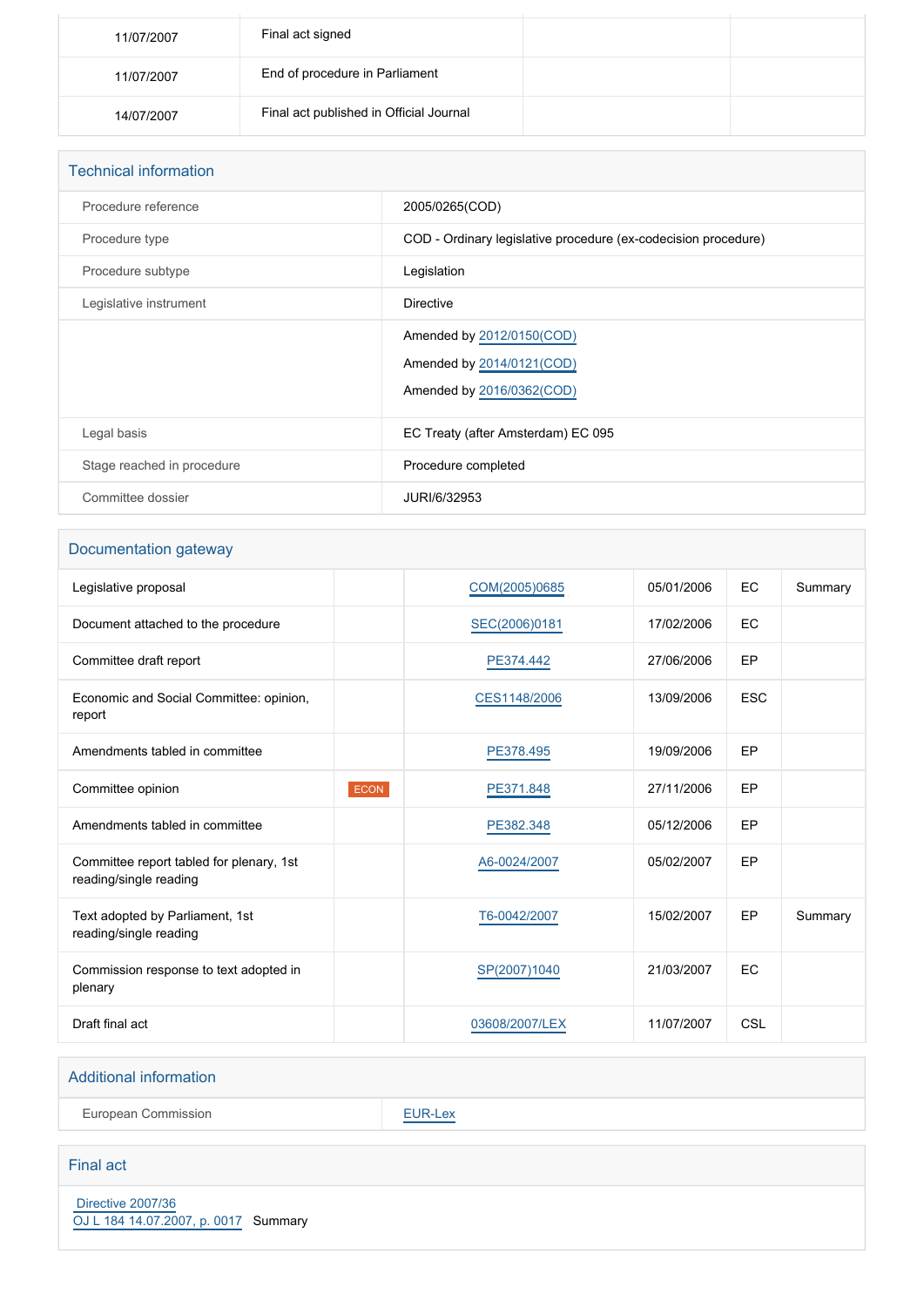| | | | |
|---|---|---|---|
| 11/07/2007 | Final act signed | | |
| 11/07/2007 | End of procedure in Parliament | | |
| 14/07/2007 | Final act published in Official Journal | | |

## Technical information

| | |
|---|---|
| Procedure reference | 2005/0265(COD) |
| Procedure type | COD - Ordinary legislative procedure (ex-codecision procedure) |
| Procedure subtype | Legislation |
| Legislative instrument | Directive |
| | Amended by 2012/0150(COD)<br>Amended by 2014/0121(COD)<br>Amended by 2016/0362(COD) |
| Legal basis | EC Treaty (after Amsterdam) EC 095 |
| Stage reached in procedure | Procedure completed |
| Committee dossier | JURI/6/32953 |

## Documentation gateway

| | | | | | |
|---|---|---|---|---|---|
| Legislative proposal | | COM(2005)0685 | 05/01/2006 | EC | Summary |
| Document attached to the procedure | | SEC(2006)0181 | 17/02/2006 | EC | |
| Committee draft report | | PE374.442 | 27/06/2006 | EP | |
| Economic and Social Committee: opinion, report | | CES1148/2006 | 13/09/2006 | ESC | |
| Amendments tabled in committee | | PE378.495 | 19/09/2006 | EP | |
| Committee opinion | ECON | PE371.848 | 27/11/2006 | EP | |
| Amendments tabled in committee | | PE382.348 | 05/12/2006 | EP | |
| Committee report tabled for plenary, 1st reading/single reading | | A6-0024/2007 | 05/02/2007 | EP | |
| Text adopted by Parliament, 1st reading/single reading | | T6-0042/2007 | 15/02/2007 | EP | Summary |
| Commission response to text adopted in plenary | | SP(2007)1040 | 21/03/2007 | EC | |
| Draft final act | | 03608/2007/LEX | 11/07/2007 | CSL | |

## Additional information

| | |
|---|---|
| European Commission | EUR-Lex |

## Final act

Directive 2007/36
OJ L 184 14.07.2007, p. 0017 Summary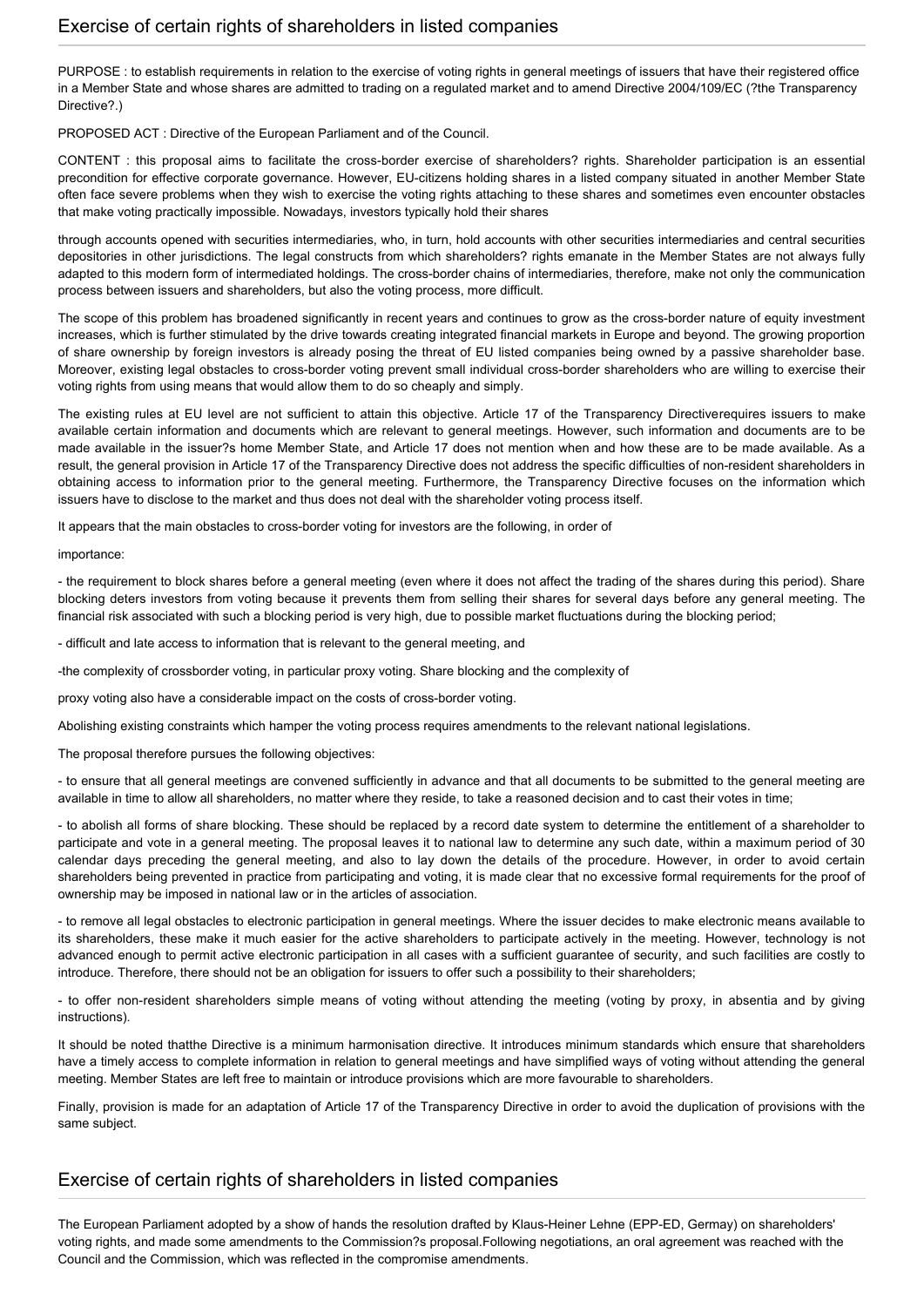## Exercise of certain rights of shareholders in listed companies

PURPOSE : to establish requirements in relation to the exercise of voting rights in general meetings of issuers that have their registered office in a Member State and whose shares are admitted to trading on a regulated market and to amend Directive 2004/109/EC (?the Transparency Directive?.)

PROPOSED ACT : Directive of the European Parliament and of the Council.

CONTENT : this proposal aims to facilitate the cross-border exercise of shareholders? rights. Shareholder participation is an essential precondition for effective corporate governance. However, EU-citizens holding shares in a listed company situated in another Member State often face severe problems when they wish to exercise the voting rights attaching to these shares and sometimes even encounter obstacles that make voting practically impossible. Nowadays, investors typically hold their shares

through accounts opened with securities intermediaries, who, in turn, hold accounts with other securities intermediaries and central securities depositories in other jurisdictions. The legal constructs from which shareholders? rights emanate in the Member States are not always fully adapted to this modern form of intermediated holdings. The cross-border chains of intermediaries, therefore, make not only the communication process between issuers and shareholders, but also the voting process, more difficult.

The scope of this problem has broadened significantly in recent years and continues to grow as the cross-border nature of equity investment increases, which is further stimulated by the drive towards creating integrated financial markets in Europe and beyond. The growing proportion of share ownership by foreign investors is already posing the threat of EU listed companies being owned by a passive shareholder base. Moreover, existing legal obstacles to cross-border voting prevent small individual cross-border shareholders who are willing to exercise their voting rights from using means that would allow them to do so cheaply and simply.

The existing rules at EU level are not sufficient to attain this objective. Article 17 of the Transparency Directiverequires issuers to make available certain information and documents which are relevant to general meetings. However, such information and documents are to be made available in the issuer?s home Member State, and Article 17 does not mention when and how these are to be made available. As a result, the general provision in Article 17 of the Transparency Directive does not address the specific difficulties of non-resident shareholders in obtaining access to information prior to the general meeting. Furthermore, the Transparency Directive focuses on the information which issuers have to disclose to the market and thus does not deal with the shareholder voting process itself.

It appears that the main obstacles to cross-border voting for investors are the following, in order of

importance:

- the requirement to block shares before a general meeting (even where it does not affect the trading of the shares during this period). Share blocking deters investors from voting because it prevents them from selling their shares for several days before any general meeting. The financial risk associated with such a blocking period is very high, due to possible market fluctuations during the blocking period;

- difficult and late access to information that is relevant to the general meeting, and

-the complexity of crossborder voting, in particular proxy voting. Share blocking and the complexity of

proxy voting also have a considerable impact on the costs of cross-border voting.

Abolishing existing constraints which hamper the voting process requires amendments to the relevant national legislations.

The proposal therefore pursues the following objectives:

- to ensure that all general meetings are convened sufficiently in advance and that all documents to be submitted to the general meeting are available in time to allow all shareholders, no matter where they reside, to take a reasoned decision and to cast their votes in time;

- to abolish all forms of share blocking. These should be replaced by a record date system to determine the entitlement of a shareholder to participate and vote in a general meeting. The proposal leaves it to national law to determine any such date, within a maximum period of 30 calendar days preceding the general meeting, and also to lay down the details of the procedure. However, in order to avoid certain shareholders being prevented in practice from participating and voting, it is made clear that no excessive formal requirements for the proof of ownership may be imposed in national law or in the articles of association.

- to remove all legal obstacles to electronic participation in general meetings. Where the issuer decides to make electronic means available to its shareholders, these make it much easier for the active shareholders to participate actively in the meeting. However, technology is not advanced enough to permit active electronic participation in all cases with a sufficient guarantee of security, and such facilities are costly to introduce. Therefore, there should not be an obligation for issuers to offer such a possibility to their shareholders;

- to offer non-resident shareholders simple means of voting without attending the meeting (voting by proxy, in absentia and by giving instructions).

It should be noted thatthe Directive is a minimum harmonisation directive. It introduces minimum standards which ensure that shareholders have a timely access to complete information in relation to general meetings and have simplified ways of voting without attending the general meeting. Member States are left free to maintain or introduce provisions which are more favourable to shareholders.

Finally, provision is made for an adaptation of Article 17 of the Transparency Directive in order to avoid the duplication of provisions with the same subject.

## Exercise of certain rights of shareholders in listed companies

The European Parliament adopted by a show of hands the resolution drafted by Klaus-Heiner Lehne (EPP-ED, Germany) on shareholders' voting rights, and made some amendments to the Commission?s proposal.Following negotiations, an oral agreement was reached with the Council and the Commission, which was reflected in the compromise amendments.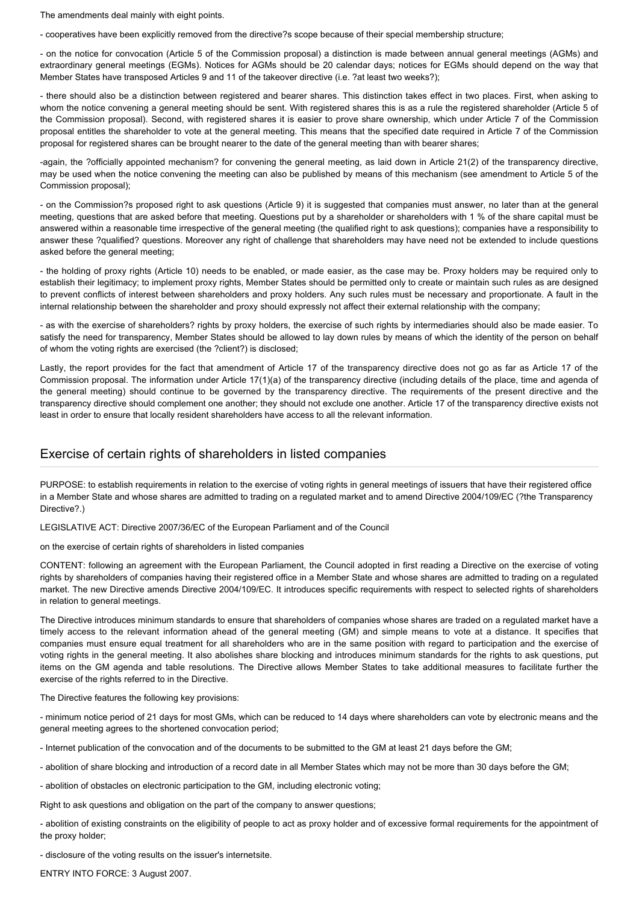The amendments deal mainly with eight points.

- cooperatives have been explicitly removed from the directive?s scope because of their special membership structure;

- on the notice for convocation (Article 5 of the Commission proposal) a distinction is made between annual general meetings (AGMs) and extraordinary general meetings (EGMs). Notices for AGMs should be 20 calendar days; notices for EGMs should depend on the way that Member States have transposed Articles 9 and 11 of the takeover directive (i.e. ?at least two weeks?);

- there should also be a distinction between registered and bearer shares. This distinction takes effect in two places. First, when asking to whom the notice convening a general meeting should be sent. With registered shares this is as a rule the registered shareholder (Article 5 of the Commission proposal). Second, with registered shares it is easier to prove share ownership, which under Article 7 of the Commission proposal entitles the shareholder to vote at the general meeting. This means that the specified date required in Article 7 of the Commission proposal for registered shares can be brought nearer to the date of the general meeting than with bearer shares;

-again, the ?officially appointed mechanism? for convening the general meeting, as laid down in Article 21(2) of the transparency directive, may be used when the notice convening the meeting can also be published by means of this mechanism (see amendment to Article 5 of the Commission proposal);

- on the Commission?s proposed right to ask questions (Article 9) it is suggested that companies must answer, no later than at the general meeting, questions that are asked before that meeting. Questions put by a shareholder or shareholders with 1 % of the share capital must be answered within a reasonable time irrespective of the general meeting (the qualified right to ask questions); companies have a responsibility to answer these ?qualified? questions. Moreover any right of challenge that shareholders may have need not be extended to include questions asked before the general meeting;

- the holding of proxy rights (Article 10) needs to be enabled, or made easier, as the case may be. Proxy holders may be required only to establish their legitimacy; to implement proxy rights, Member States should be permitted only to create or maintain such rules as are designed to prevent conflicts of interest between shareholders and proxy holders. Any such rules must be necessary and proportionate. A fault in the internal relationship between the shareholder and proxy should expressly not affect their external relationship with the company;

- as with the exercise of shareholders? rights by proxy holders, the exercise of such rights by intermediaries should also be made easier. To satisfy the need for transparency, Member States should be allowed to lay down rules by means of which the identity of the person on behalf of whom the voting rights are exercised (the ?client?) is disclosed;

Lastly, the report provides for the fact that amendment of Article 17 of the transparency directive does not go as far as Article 17 of the Commission proposal. The information under Article 17(1)(a) of the transparency directive (including details of the place, time and agenda of the general meeting) should continue to be governed by the transparency directive. The requirements of the present directive and the transparency directive should complement one another; they should not exclude one another. Article 17 of the transparency directive exists not least in order to ensure that locally resident shareholders have access to all the relevant information.

## Exercise of certain rights of shareholders in listed companies

PURPOSE: to establish requirements in relation to the exercise of voting rights in general meetings of issuers that have their registered office in a Member State and whose shares are admitted to trading on a regulated market and to amend Directive 2004/109/EC (?the Transparency Directive?.)

LEGISLATIVE ACT: Directive 2007/36/EC of the European Parliament and of the Council

on the exercise of certain rights of shareholders in listed companies

CONTENT: following an agreement with the European Parliament, the Council adopted in first reading a Directive on the exercise of voting rights by shareholders of companies having their registered office in a Member State and whose shares are admitted to trading on a regulated market. The new Directive amends Directive 2004/109/EC. It introduces specific requirements with respect to selected rights of shareholders in relation to general meetings.

The Directive introduces minimum standards to ensure that shareholders of companies whose shares are traded on a regulated market have a timely access to the relevant information ahead of the general meeting (GM) and simple means to vote at a distance. It specifies that companies must ensure equal treatment for all shareholders who are in the same position with regard to participation and the exercise of voting rights in the general meeting. It also abolishes share blocking and introduces minimum standards for the rights to ask questions, put items on the GM agenda and table resolutions. The Directive allows Member States to take additional measures to facilitate further the exercise of the rights referred to in the Directive.

The Directive features the following key provisions:

- minimum notice period of 21 days for most GMs, which can be reduced to 14 days where shareholders can vote by electronic means and the general meeting agrees to the shortened convocation period;

- Internet publication of the convocation and of the documents to be submitted to the GM at least 21 days before the GM;

- abolition of share blocking and introduction of a record date in all Member States which may not be more than 30 days before the GM;

- abolition of obstacles on electronic participation to the GM, including electronic voting;

Right to ask questions and obligation on the part of the company to answer questions;

- abolition of existing constraints on the eligibility of people to act as proxy holder and of excessive formal requirements for the appointment of the proxy holder;

- disclosure of the voting results on the issuer's internetsite.

ENTRY INTO FORCE: 3 August 2007.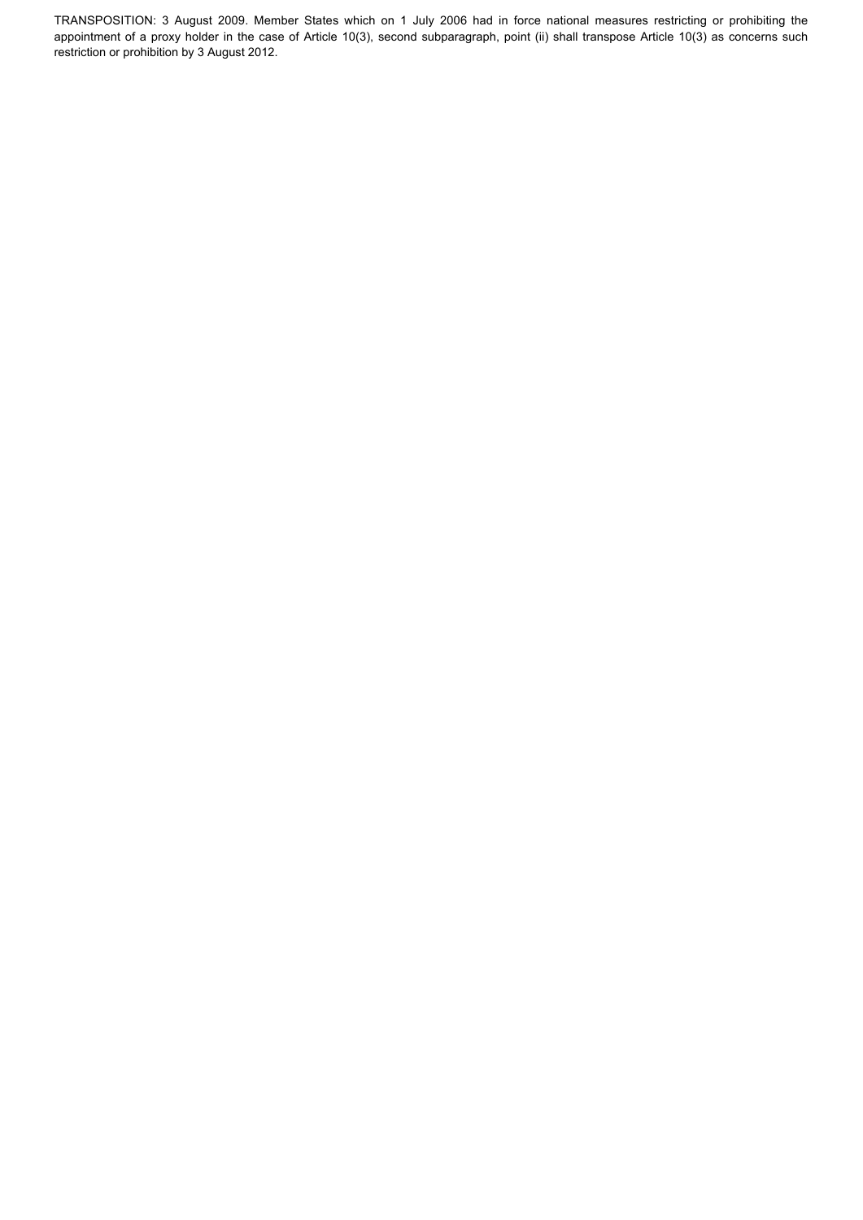TRANSPOSITION: 3 August 2009. Member States which on 1 July 2006 had in force national measures restricting or prohibiting the appointment of a proxy holder in the case of Article 10(3), second subparagraph, point (ii) shall transpose Article 10(3) as concerns such restriction or prohibition by 3 August 2012.